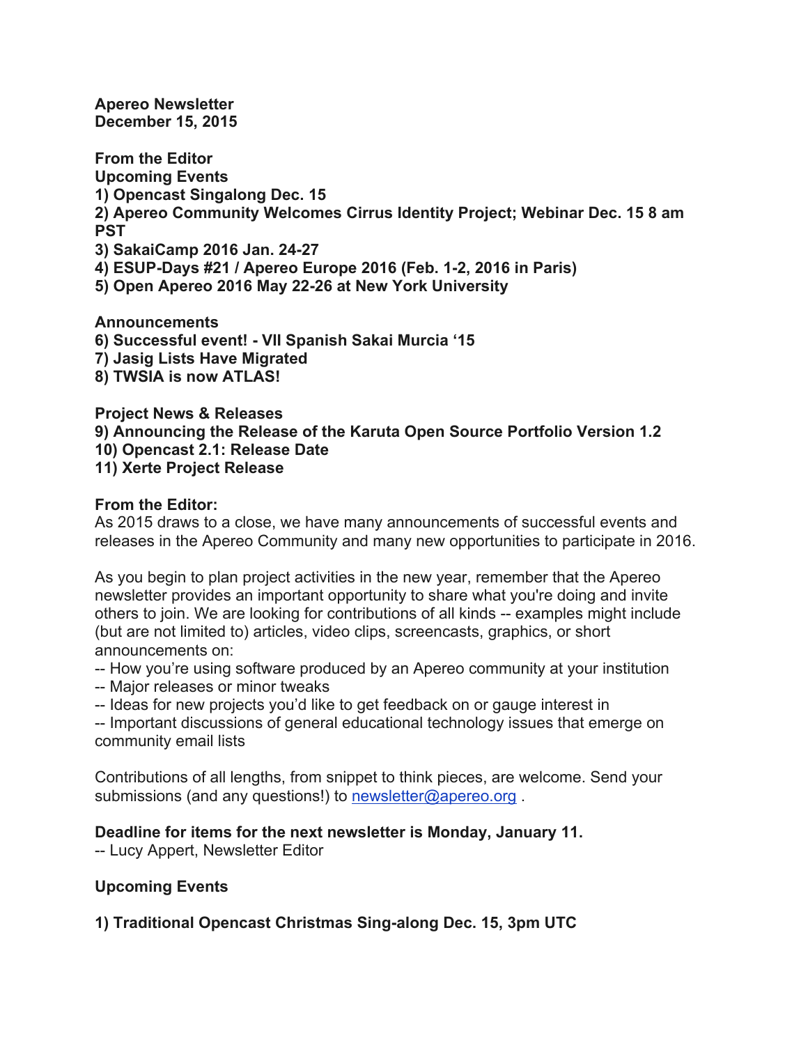**Apereo Newsletter**
**December 15, 2015**

**From the Editor**
**Upcoming Events**
**1) Opencast Singalong Dec. 15**
**2) Apereo Community Welcomes Cirrus Identity Project; Webinar Dec. 15 8 am PST**
**3) SakaiCamp 2016 Jan. 24-27**
**4) ESUP-Days #21 / Apereo Europe 2016 (Feb. 1-2, 2016 in Paris)**
**5) Open Apereo 2016 May 22-26 at New York University**

**Announcements**
**6) Successful event! - VII Spanish Sakai Murcia '15**
**7) Jasig Lists Have Migrated**
**8) TWSIA is now ATLAS!**

**Project News & Releases**
**9) Announcing the Release of the Karuta Open Source Portfolio Version 1.2**
**10) Opencast 2.1: Release Date**
**11) Xerte Project Release**

## From the Editor:

As 2015 draws to a close, we have many announcements of successful events and releases in the Apereo Community and many new opportunities to participate in 2016.

As you begin to plan project activities in the new year, remember that the Apereo newsletter provides an important opportunity to share what you're doing and invite others to join. We are looking for contributions of all kinds -- examples might include (but are not limited to) articles, video clips, screencasts, graphics, or short announcements on:

-- How you're using software produced by an Apereo community at your institution
-- Major releases or minor tweaks
-- Ideas for new projects you'd like to get feedback on or gauge interest in
-- Important discussions of general educational technology issues that emerge on community email lists

Contributions of all lengths, from snippet to think pieces, are welcome. Send your submissions (and any questions!) to newsletter@apereo.org .

**Deadline for items for the next newsletter is Monday, January 11.**
-- Lucy Appert, Newsletter Editor

## Upcoming Events

### 1) Traditional Opencast Christmas Sing-along Dec. 15, 3pm UTC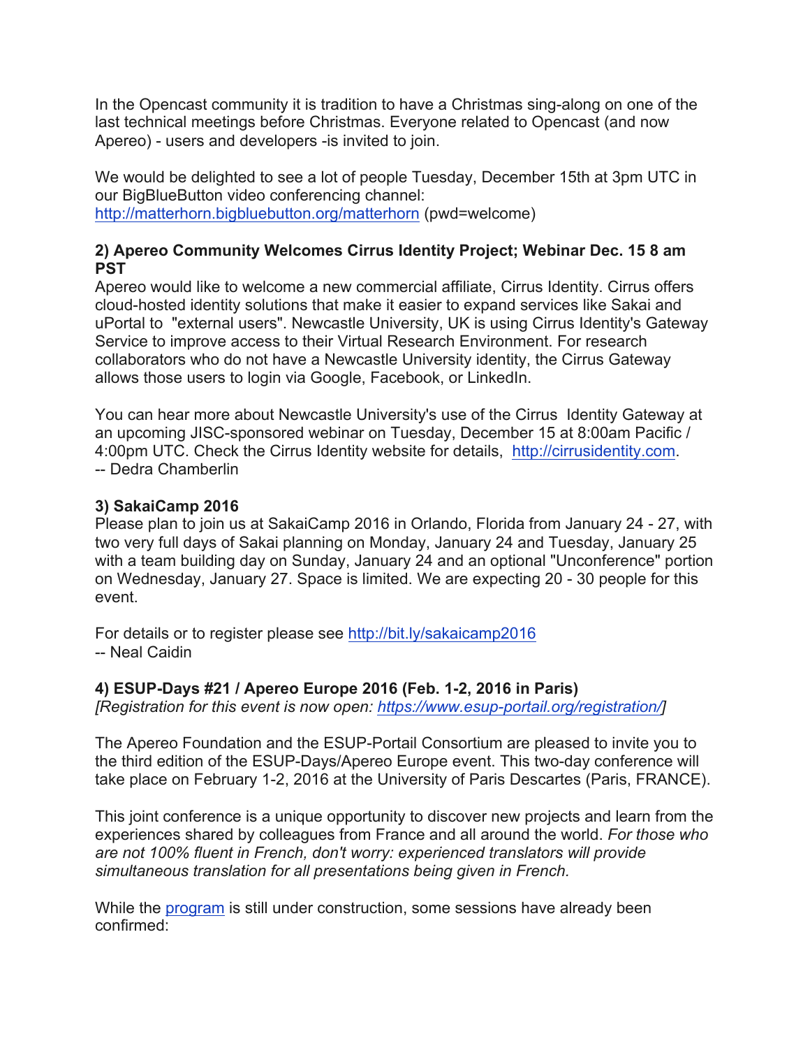In the Opencast community it is tradition to have a Christmas sing-along on one of the last technical meetings before Christmas. Everyone related to Opencast (and now Apereo) - users and developers -is invited to join.

We would be delighted to see a lot of people Tuesday, December 15th at 3pm UTC in our BigBlueButton video conferencing channel: http://matterhorn.bigbluebutton.org/matterhorn (pwd=welcome)

**2) Apereo Community Welcomes Cirrus Identity Project; Webinar Dec. 15 8 am PST**

Apereo would like to welcome a new commercial affiliate, Cirrus Identity. Cirrus offers cloud-hosted identity solutions that make it easier to expand services like Sakai and uPortal to "external users". Newcastle University, UK is using Cirrus Identity's Gateway Service to improve access to their Virtual Research Environment. For research collaborators who do not have a Newcastle University identity, the Cirrus Gateway allows those users to login via Google, Facebook, or LinkedIn.

You can hear more about Newcastle University's use of the Cirrus Identity Gateway at an upcoming JISC-sponsored webinar on Tuesday, December 15 at 8:00am Pacific / 4:00pm UTC. Check the Cirrus Identity website for details, http://cirrusidentity.com.
-- Dedra Chamberlin

**3) SakaiCamp 2016**

Please plan to join us at SakaiCamp 2016 in Orlando, Florida from January 24 - 27, with two very full days of Sakai planning on Monday, January 24 and Tuesday, January 25 with a team building day on Sunday, January 24 and an optional "Unconference" portion on Wednesday, January 27. Space is limited. We are expecting 20 - 30 people for this event.

For details or to register please see http://bit.ly/sakaicamp2016
-- Neal Caidin

**4) ESUP-Days #21 / Apereo Europe 2016 (Feb. 1-2, 2016 in Paris)**

*[Registration for this event is now open: https://www.esup-portail.org/registration/]*

The Apereo Foundation and the ESUP-Portail Consortium are pleased to invite you to the third edition of the ESUP-Days/Apereo Europe event. This two-day conference will take place on February 1-2, 2016 at the University of Paris Descartes (Paris, FRANCE).

This joint conference is a unique opportunity to discover new projects and learn from the experiences shared by colleagues from France and all around the world. *For those who are not 100% fluent in French, don't worry: experienced translators will provide simultaneous translation for all presentations being given in French.*

While the program is still under construction, some sessions have already been confirmed: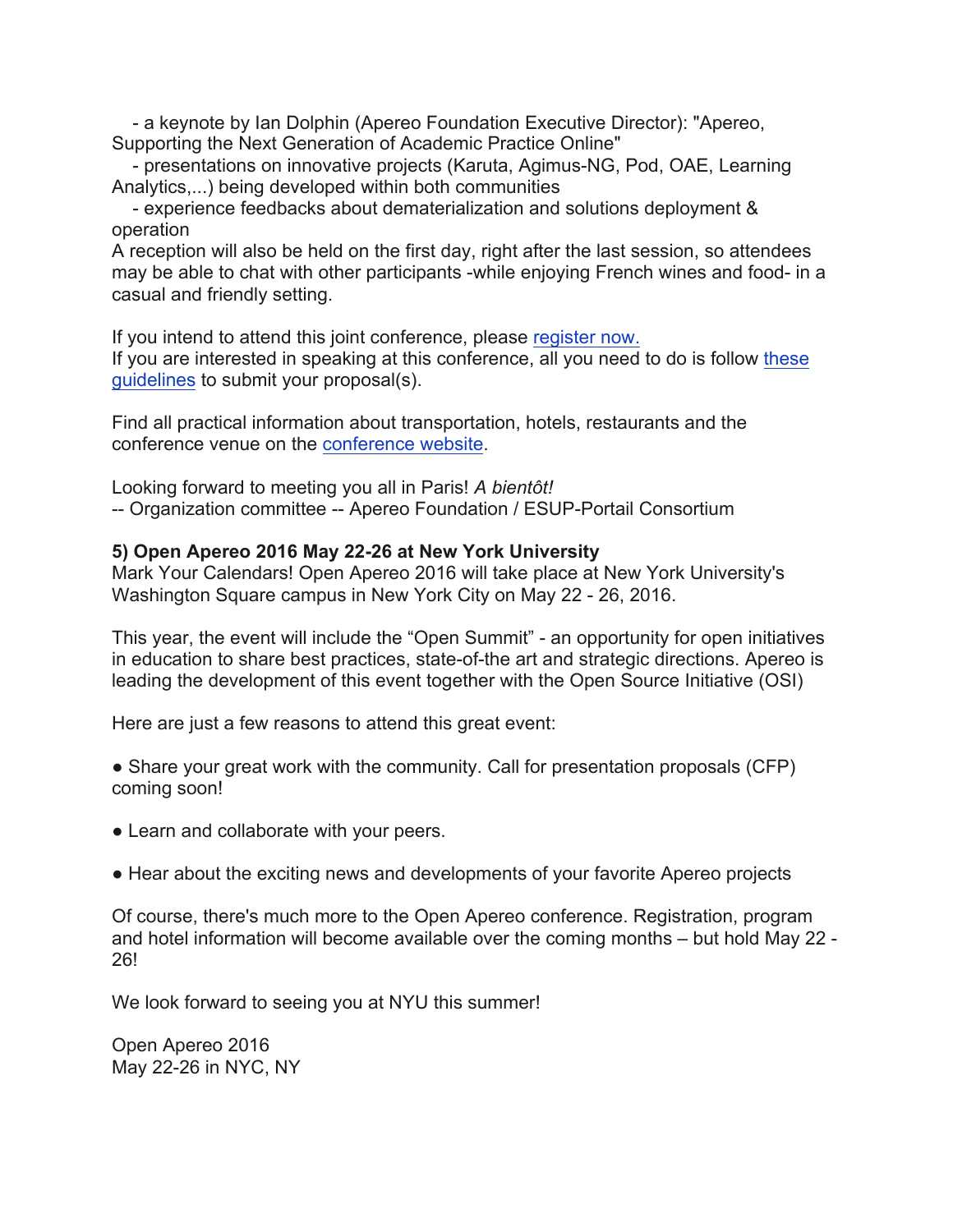- a keynote by Ian Dolphin (Apereo Foundation Executive Director): "Apereo, Supporting the Next Generation of Academic Practice Online"
- presentations on innovative projects (Karuta, Agimus-NG, Pod, OAE, Learning Analytics,...) being developed within both communities
- experience feedbacks about dematerialization and solutions deployment & operation

A reception will also be held on the first day, right after the last session, so attendees may be able to chat with other participants -while enjoying French wines and food- in a casual and friendly setting.

If you intend to attend this joint conference, please register now.
If you are interested in speaking at this conference, all you need to do is follow these guidelines to submit your proposal(s).

Find all practical information about transportation, hotels, restaurants and the conference venue on the conference website.

Looking forward to meeting you all in Paris! *A bientôt!*
-- Organization committee -- Apereo Foundation / ESUP-Portail Consortium

**5) Open Apereo 2016 May 22-26 at New York University**
Mark Your Calendars! Open Apereo 2016 will take place at New York University's Washington Square campus in New York City on May 22 - 26, 2016.

This year, the event will include the "Open Summit" - an opportunity for open initiatives in education to share best practices, state-of-the art and strategic directions. Apereo is leading the development of this event together with the Open Source Initiative (OSI)

Here are just a few reasons to attend this great event:

● Share your great work with the community. Call for presentation proposals (CFP) coming soon!

● Learn and collaborate with your peers.

● Hear about the exciting news and developments of your favorite Apereo projects

Of course, there's much more to the Open Apereo conference. Registration, program and hotel information will become available over the coming months – but hold May 22 - 26!

We look forward to seeing you at NYU this summer!

Open Apereo 2016
May 22-26 in NYC, NY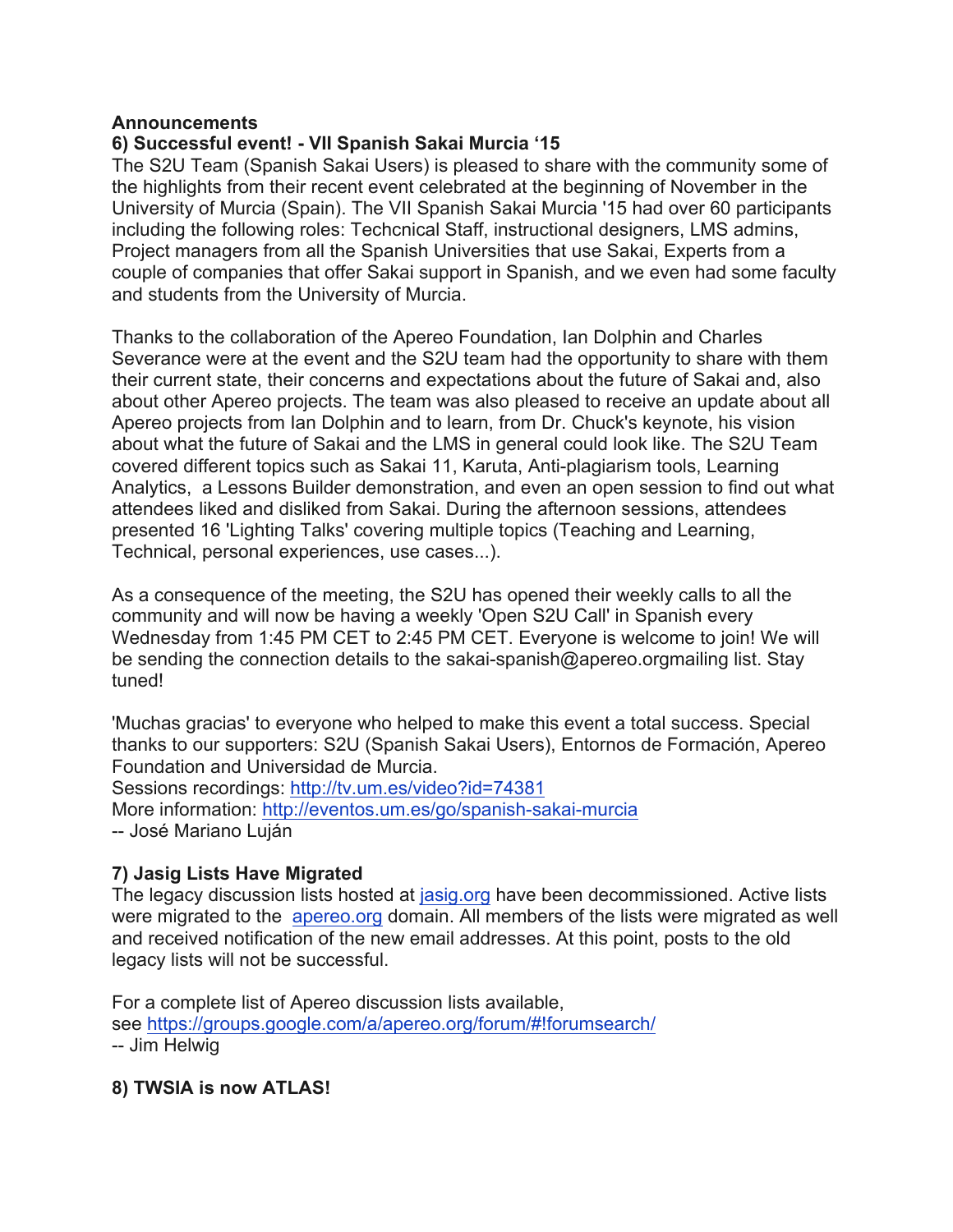**Announcements**

**6) Successful event! - VII Spanish Sakai Murcia '15**

The S2U Team (Spanish Sakai Users) is pleased to share with the community some of the highlights from their recent event celebrated at the beginning of November in the University of Murcia (Spain). The VII Spanish Sakai Murcia '15 had over 60 participants including the following roles: Techcnical Staff, instructional designers, LMS admins, Project managers from all the Spanish Universities that use Sakai, Experts from a couple of companies that offer Sakai support in Spanish, and we even had some faculty and students from the University of Murcia.

Thanks to the collaboration of the Apereo Foundation, Ian Dolphin and Charles Severance were at the event and the S2U team had the opportunity to share with them their current state, their concerns and expectations about the future of Sakai and, also about other Apereo projects. The team was also pleased to receive an update about all Apereo projects from Ian Dolphin and to learn, from Dr. Chuck's keynote, his vision about what the future of Sakai and the LMS in general could look like. The S2U Team covered different topics such as Sakai 11, Karuta, Anti-plagiarism tools, Learning Analytics, a Lessons Builder demonstration, and even an open session to find out what attendees liked and disliked from Sakai. During the afternoon sessions, attendees presented 16 'Lighting Talks' covering multiple topics (Teaching and Learning, Technical, personal experiences, use cases...).

As a consequence of the meeting, the S2U has opened their weekly calls to all the community and will now be having a weekly 'Open S2U Call' in Spanish every Wednesday from 1:45 PM CET to 2:45 PM CET. Everyone is welcome to join! We will be sending the connection details to the sakai-spanish@apereo.orgmailing list. Stay tuned!

'Muchas gracias' to everyone who helped to make this event a total success. Special thanks to our supporters: S2U (Spanish Sakai Users), Entornos de Formación, Apereo Foundation and Universidad de Murcia.
Sessions recordings: http://tv.um.es/video?id=74381
More information: http://eventos.um.es/go/spanish-sakai-murcia
-- José Mariano Luján

**7) Jasig Lists Have Migrated**

The legacy discussion lists hosted at jasig.org have been decommissioned. Active lists were migrated to the apereo.org domain. All members of the lists were migrated as well and received notification of the new email addresses. At this point, posts to the old legacy lists will not be successful.

For a complete list of Apereo discussion lists available, see https://groups.google.com/a/apereo.org/forum/#!forumsearch/
-- Jim Helwig

**8) TWSIA is now ATLAS!**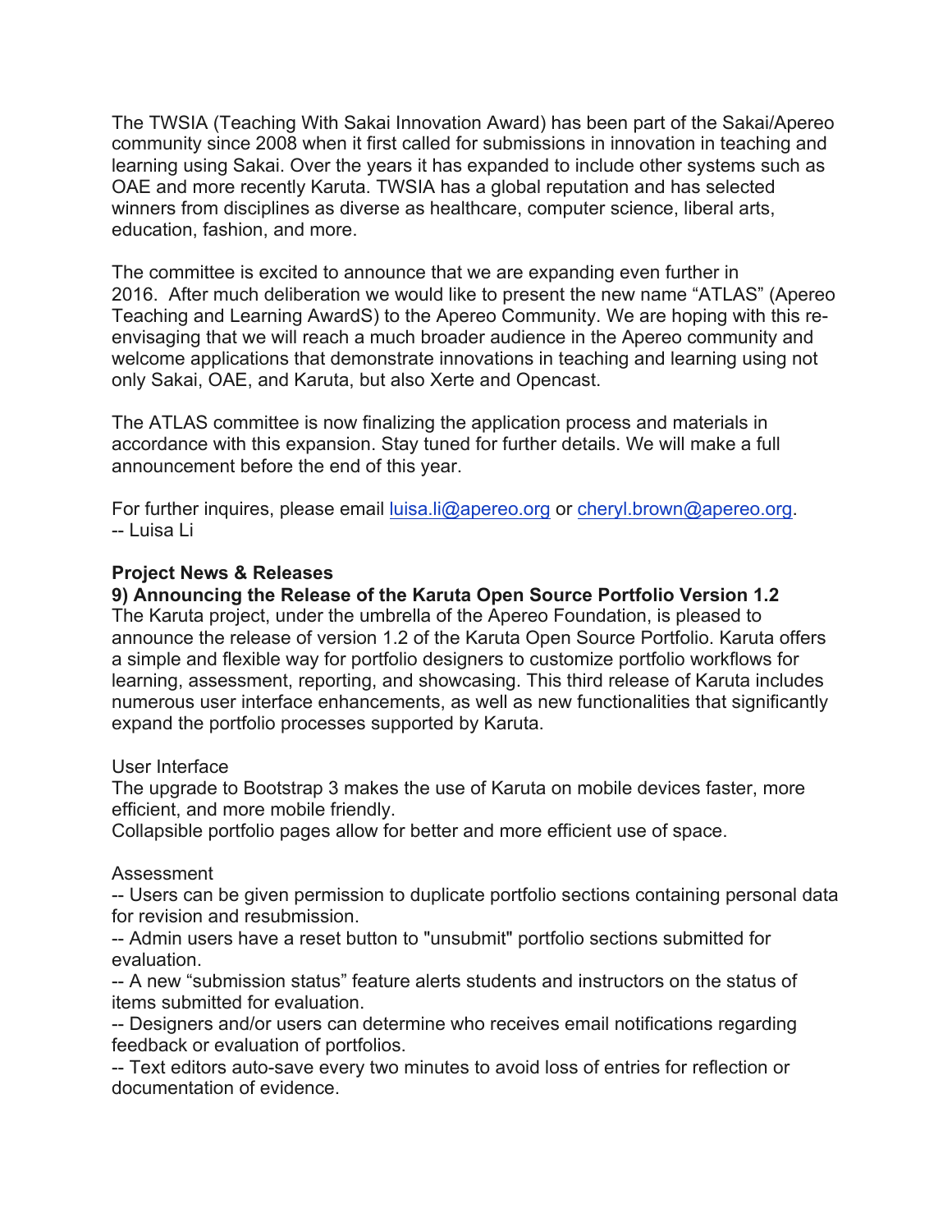The TWSIA (Teaching With Sakai Innovation Award) has been part of the Sakai/Apereo community since 2008 when it first called for submissions in innovation in teaching and learning using Sakai. Over the years it has expanded to include other systems such as OAE and more recently Karuta. TWSIA has a global reputation and has selected winners from disciplines as diverse as healthcare, computer science, liberal arts, education, fashion, and more.

The committee is excited to announce that we are expanding even further in 2016. After much deliberation we would like to present the new name "ATLAS" (Apereo Teaching and Learning AwardS) to the Apereo Community. We are hoping with this re-envisaging that we will reach a much broader audience in the Apereo community and welcome applications that demonstrate innovations in teaching and learning using not only Sakai, OAE, and Karuta, but also Xerte and Opencast.

The ATLAS committee is now finalizing the application process and materials in accordance with this expansion. Stay tuned for further details. We will make a full announcement before the end of this year.

For further inquires, please email luisa.li@apereo.org or cheryl.brown@apereo.org.
-- Luisa Li

**Project News & Releases**

**9) Announcing the Release of the Karuta Open Source Portfolio Version 1.2**

The Karuta project, under the umbrella of the Apereo Foundation, is pleased to announce the release of version 1.2 of the Karuta Open Source Portfolio. Karuta offers a simple and flexible way for portfolio designers to customize portfolio workflows for learning, assessment, reporting, and showcasing. This third release of Karuta includes numerous user interface enhancements, as well as new functionalities that significantly expand the portfolio processes supported by Karuta.

User Interface

The upgrade to Bootstrap 3 makes the use of Karuta on mobile devices faster, more efficient, and more mobile friendly.
Collapsible portfolio pages allow for better and more efficient use of space.

Assessment

-- Users can be given permission to duplicate portfolio sections containing personal data for revision and resubmission.
-- Admin users have a reset button to "unsubmit" portfolio sections submitted for evaluation.
-- A new "submission status" feature alerts students and instructors on the status of items submitted for evaluation.
-- Designers and/or users can determine who receives email notifications regarding feedback or evaluation of portfolios.
-- Text editors auto-save every two minutes to avoid loss of entries for reflection or documentation of evidence.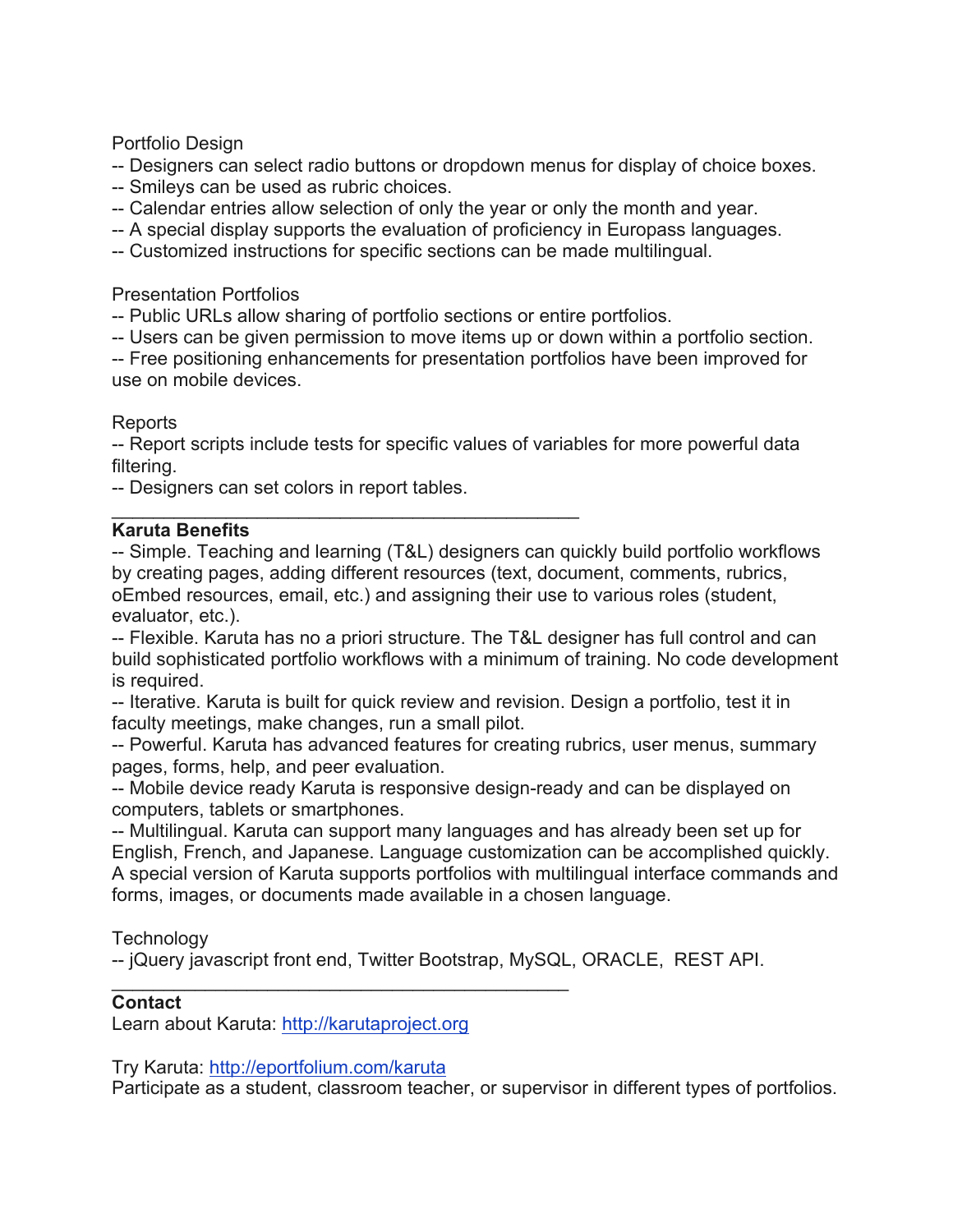Portfolio Design
-- Designers can select radio buttons or dropdown menus for display of choice boxes.
-- Smileys can be used as rubric choices.
-- Calendar entries allow selection of only the year or only the month and year.
-- A special display supports the evaluation of proficiency in Europass languages.
-- Customized instructions for specific sections can be made multilingual.

Presentation Portfolios
-- Public URLs allow sharing of portfolio sections or entire portfolios.
-- Users can be given permission to move items up or down within a portfolio section.
-- Free positioning enhancements for presentation portfolios have been improved for use on mobile devices.

Reports
-- Report scripts include tests for specific values of variables for more powerful data filtering.
-- Designers can set colors in report tables.

---

**Karuta Benefits**
-- Simple. Teaching and learning (T&L) designers can quickly build portfolio workflows by creating pages, adding different resources (text, document, comments, rubrics, oEmbed resources, email, etc.) and assigning their use to various roles (student, evaluator, etc.).
-- Flexible. Karuta has no a priori structure. The T&L designer has full control and can build sophisticated portfolio workflows with a minimum of training. No code development is required.
-- Iterative. Karuta is built for quick review and revision. Design a portfolio, test it in faculty meetings, make changes, run a small pilot.
-- Powerful. Karuta has advanced features for creating rubrics, user menus, summary pages, forms, help, and peer evaluation.
-- Mobile device ready Karuta is responsive design-ready and can be displayed on computers, tablets or smartphones.
-- Multilingual. Karuta can support many languages and has already been set up for English, French, and Japanese. Language customization can be accomplished quickly. A special version of Karuta supports portfolios with multilingual interface commands and forms, images, or documents made available in a chosen language.

Technology
-- jQuery javascript front end, Twitter Bootstrap, MySQL, ORACLE, REST API.

---

**Contact**
Learn about Karuta: http://karutaproject.org

Try Karuta: http://eportfolium.com/karuta
Participate as a student, classroom teacher, or supervisor in different types of portfolios.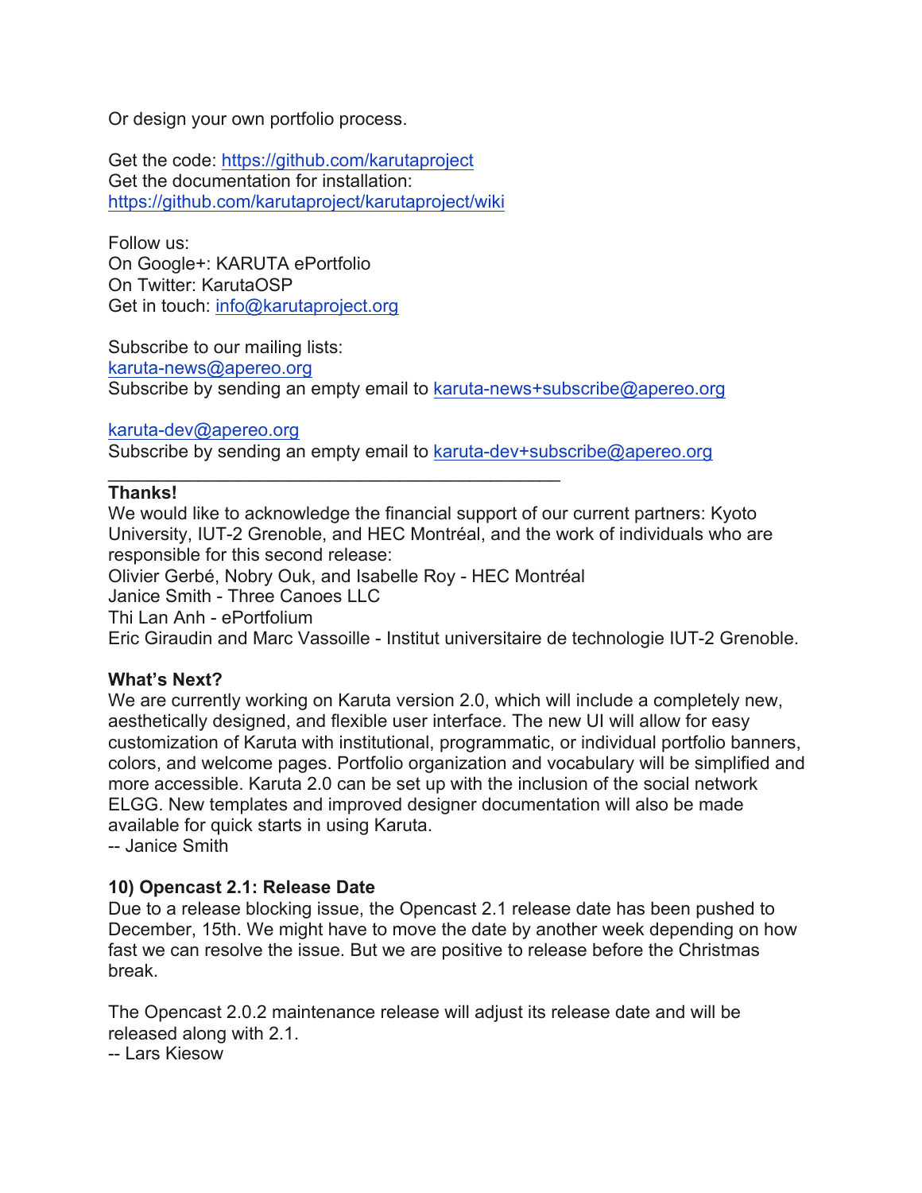Or design your own portfolio process.

Get the code: https://github.com/karutaproject
Get the documentation for installation:
https://github.com/karutaproject/karutaproject/wiki

Follow us:
On Google+: KARUTA ePortfolio
On Twitter: KarutaOSP
Get in touch: info@karutaproject.org

Subscribe to our mailing lists:
karuta-news@apereo.org
Subscribe by sending an empty email to karuta-news+subscribe@apereo.org

karuta-dev@apereo.org
Subscribe by sending an empty email to karuta-dev+subscribe@apereo.org

---

**Thanks!**
We would like to acknowledge the financial support of our current partners: Kyoto University, IUT-2 Grenoble, and HEC Montréal, and the work of individuals who are responsible for this second release:
Olivier Gerbé, Nobry Ouk, and Isabelle Roy - HEC Montréal
Janice Smith - Three Canoes LLC
Thi Lan Anh - ePortfolium
Eric Giraudin and Marc Vassoille - Institut universitaire de technologie IUT-2 Grenoble.

**What's Next?**
We are currently working on Karuta version 2.0, which will include a completely new, aesthetically designed, and flexible user interface. The new UI will allow for easy customization of Karuta with institutional, programmatic, or individual portfolio banners, colors, and welcome pages. Portfolio organization and vocabulary will be simplified and more accessible. Karuta 2.0 can be set up with the inclusion of the social network ELGG. New templates and improved designer documentation will also be made available for quick starts in using Karuta.
-- Janice Smith

### 10) Opencast 2.1: Release Date

Due to a release blocking issue, the Opencast 2.1 release date has been pushed to December, 15th. We might have to move the date by another week depending on how fast we can resolve the issue. But we are positive to release before the Christmas break.

The Opencast 2.0.2 maintenance release will adjust its release date and will be released along with 2.1.
-- Lars Kiesow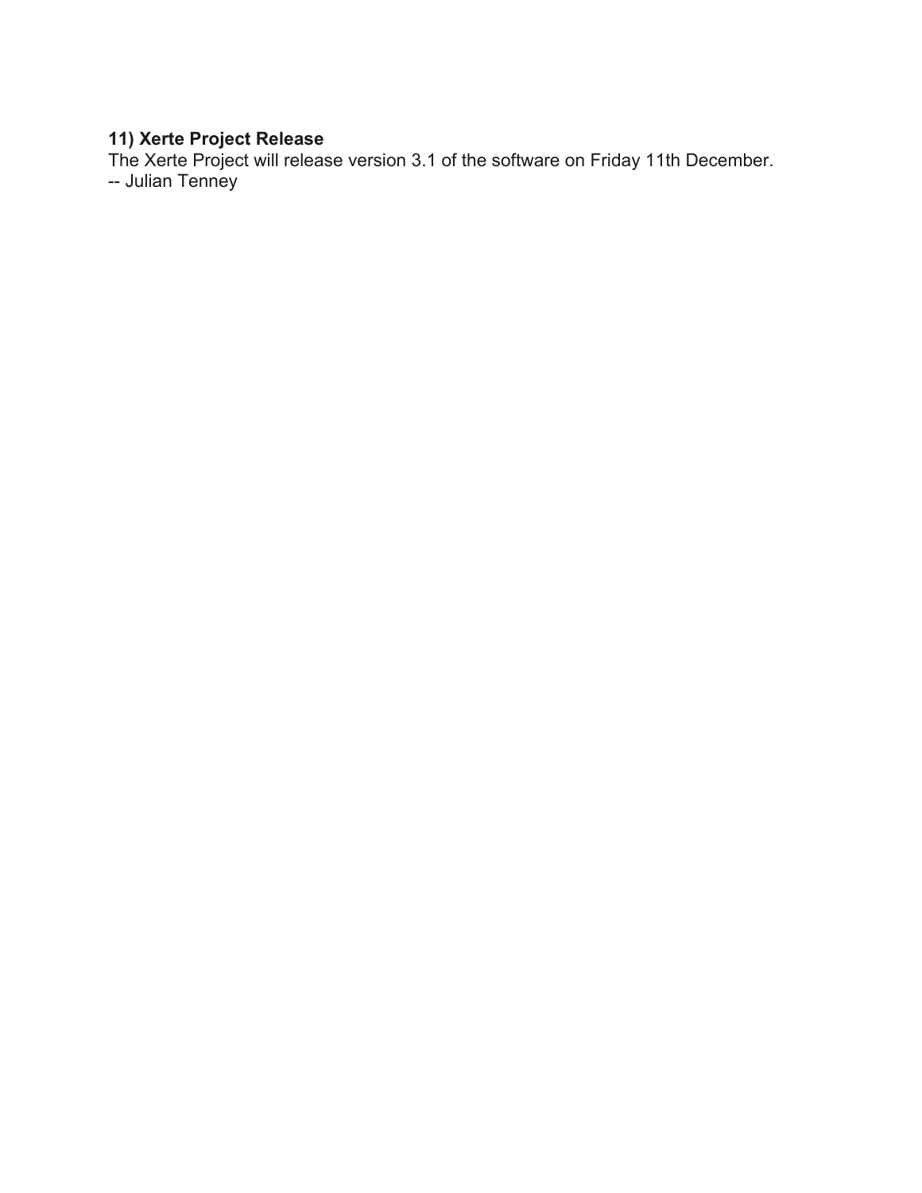**11) Xerte Project Release**
The Xerte Project will release version 3.1 of the software on Friday 11th December.
-- Julian Tenney